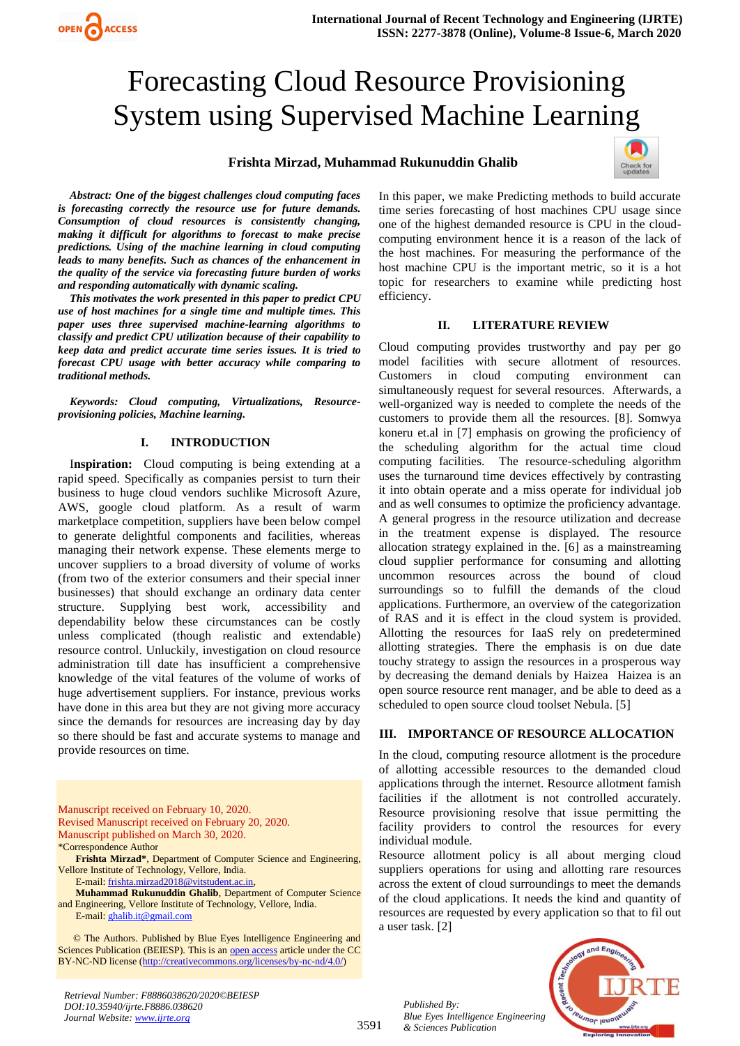# Forecasting Cloud Resource Provisioning System using Supervised Machine Learning

**Frishta Mirzad, Muhammad Rukunuddin Ghalib**

***Abstract: One of the biggest challenges cloud computing faces is forecasting correctly the resource use for future demands. Consumption of cloud resources is consistently changing, making it difficult for algorithms to forecast to make precise predictions. Using of the machine learning in cloud computing leads to many benefits. Such as chances of the enhancement in the quality of the service via forecasting future burden of works and responding automatically with dynamic scaling.***

***This motivates the work presented in this paper to predict CPU use of host machines for a single time and multiple times. This paper uses three supervised machine-learning algorithms to classify and predict CPU utilization because of their capability to keep data and predict accurate time series issues. It is tried to forecast CPU usage with better accuracy while comparing to traditional methods.***

***Keywords: Cloud computing, Virtualizations, Resource-provisioning policies, Machine learning.***

## I. INTRODUCTION

**Inspiration:** Cloud computing is being extending at a rapid speed. Specifically as companies persist to turn their business to huge cloud vendors suchlike Microsoft Azure, AWS, google cloud platform. As a result of warm marketplace competition, suppliers have been below compel to generate delightful components and facilities, whereas managing their network expense. These elements merge to uncover suppliers to a broad diversity of volume of works (from two of the exterior consumers and their special inner businesses) that should exchange an ordinary data center structure. Supplying best work, accessibility and dependability below these circumstances can be costly unless complicated (though realistic and extendable) resource control. Unluckily, investigation on cloud resource administration till date has insufficient a comprehensive knowledge of the vital features of the volume of works of huge advertisement suppliers. For instance, previous works have done in this area but they are not giving more accuracy since the demands for resources are increasing day by day so there should be fast and accurate systems to manage and provide resources on time.

Manuscript received on February 10, 2020.
Revised Manuscript received on February 20, 2020.
Manuscript published on March 30, 2020.
*Correspondence Author

**Frishta Mirzad***, Department of Computer Science and Engineering, Vellore Institute of Technology, Vellore, India.
E-mail: frishta.mirzad2018@vitstudent.ac.in,

**Muhammad Rukunuddin Ghalib**, Department of Computer Science and Engineering, Vellore Institute of Technology, Vellore, India.
E-mail: ghalib.it@gmail.com

© The Authors. Published by Blue Eyes Intelligence Engineering and Sciences Publication (BEIESP). This is an open access article under the CC BY-NC-ND license (http://creativecommons.org/licenses/by-nc-nd/4.0/)

In this paper, we make Predicting methods to build accurate time series forecasting of host machines CPU usage since one of the highest demanded resource is CPU in the cloud-computing environment hence it is a reason of the lack of the host machines. For measuring the performance of the host machine CPU is the important metric, so it is a hot topic for researchers to examine while predicting host efficiency.

## II. LITERATURE REVIEW

Cloud computing provides trustworthy and pay per go model facilities with secure allotment of resources. Customers in cloud computing environment can simultaneously request for several resources. Afterwards, a well-organized way is needed to complete the needs of the customers to provide them all the resources. [8]. Somwya koneru et.al in [7] emphasis on growing the proficiency of the scheduling algorithm for the actual time cloud computing facilities. The resource-scheduling algorithm uses the turnaround time devices effectively by contrasting it into obtain operate and a miss operate for individual job and as well consumes to optimize the proficiency advantage. A general progress in the resource utilization and decrease in the treatment expense is displayed. The resource allocation strategy explained in the. [6] as a mainstreaming cloud supplier performance for consuming and allotting uncommon resources across the bound of cloud surroundings so to fulfill the demands of the cloud applications. Furthermore, an overview of the categorization of RAS and it is effect in the cloud system is provided. Allotting the resources for IaaS rely on predetermined allotting strategies. There the emphasis is on due date touchy strategy to assign the resources in a prosperous way by decreasing the demand denials by Haizea Haizea is an open source resource rent manager, and be able to deed as a scheduled to open source cloud toolset Nebula. [5]

## III. IMPORTANCE OF RESOURCE ALLOCATION

In the cloud, computing resource allotment is the procedure of allotting accessible resources to the demanded cloud applications through the internet. Resource allotment famish facilities if the allotment is not controlled accurately. Resource provisioning resolve that issue permitting the facility providers to control the resources for every individual module.

Resource allotment policy is all about merging cloud suppliers operations for using and allotting rare resources across the extent of cloud surroundings to meet the demands of the cloud applications. It needs the kind and quantity of resources are requested by every application so that to fil out a user task. [2]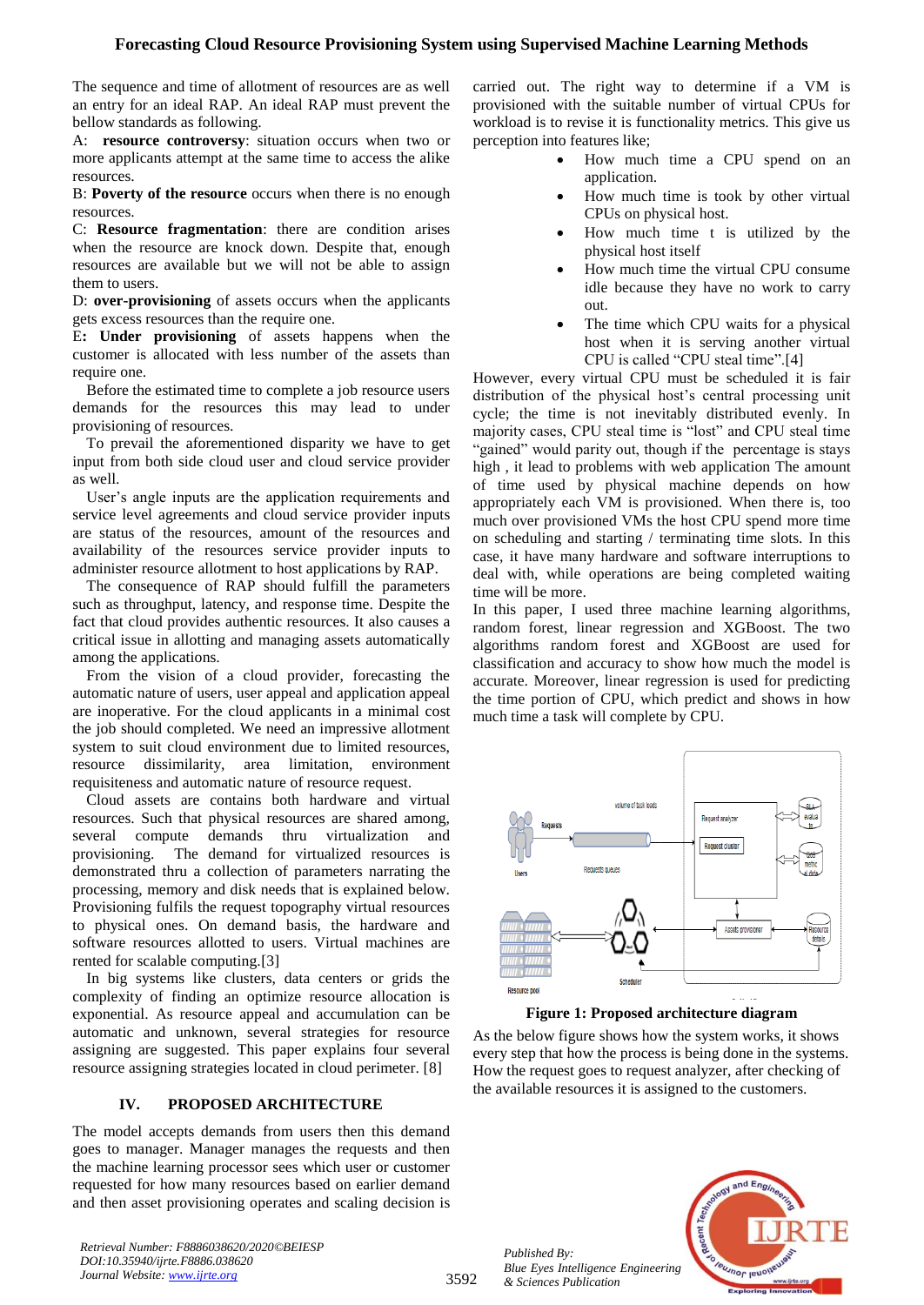The sequence and time of allotment of resources are as well an entry for an ideal RAP. An ideal RAP must prevent the bellow standards as following.

A: **resource controversy**: situation occurs when two or more applicants attempt at the same time to access the alike resources.

B: **Poverty of the resource** occurs when there is no enough resources.

C: **Resource fragmentation**: there are condition arises when the resource are knock down. Despite that, enough resources are available but we will not be able to assign them to users.

D: **over-provisioning** of assets occurs when the applicants gets excess resources than the require one.

E**: Under provisioning** of assets happens when the customer is allocated with less number of the assets than require one.

Before the estimated time to complete a job resource users demands for the resources this may lead to under provisioning of resources.

To prevail the aforementioned disparity we have to get input from both side cloud user and cloud service provider as well.

User's angle inputs are the application requirements and service level agreements and cloud service provider inputs are status of the resources, amount of the resources and availability of the resources service provider inputs to administer resource allotment to host applications by RAP.

The consequence of RAP should fulfill the parameters such as throughput, latency, and response time. Despite the fact that cloud provides authentic resources. It also causes a critical issue in allotting and managing assets automatically among the applications.

From the vision of a cloud provider, forecasting the automatic nature of users, user appeal and application appeal are inoperative. For the cloud applicants in a minimal cost the job should completed. We need an impressive allotment system to suit cloud environment due to limited resources, resource dissimilarity, area limitation, environment requisiteness and automatic nature of resource request.

Cloud assets are contains both hardware and virtual resources. Such that physical resources are shared among, several compute demands thru virtualization and provisioning. The demand for virtualized resources is demonstrated thru a collection of parameters narrating the processing, memory and disk needs that is explained below. Provisioning fulfils the request topography virtual resources to physical ones. On demand basis, the hardware and software resources allotted to users. Virtual machines are rented for scalable computing.[3]

In big systems like clusters, data centers or grids the complexity of finding an optimize resource allocation is exponential. As resource appeal and accumulation can be automatic and unknown, several strategies for resource assigning are suggested. This paper explains four several resource assigning strategies located in cloud perimeter. [8]

## IV. PROPOSED ARCHITECTURE

The model accepts demands from users then this demand goes to manager. Manager manages the requests and then the machine learning processor sees which user or customer requested for how many resources based on earlier demand and then asset provisioning operates and scaling decision is carried out. The right way to determine if a VM is provisioned with the suitable number of virtual CPUs for workload is to revise it is functionality metrics. This give us perception into features like;

- How much time a CPU spend on an application.
- How much time is took by other virtual CPUs on physical host.
- How much time t is utilized by the physical host itself
- How much time the virtual CPU consume idle because they have no work to carry out.
- The time which CPU waits for a physical host when it is serving another virtual CPU is called "CPU steal time".[4]

However, every virtual CPU must be scheduled it is fair distribution of the physical host's central processing unit cycle; the time is not inevitably distributed evenly. In majority cases, CPU steal time is "lost" and CPU steal time "gained" would parity out, though if the percentage is stays high , it lead to problems with web application The amount of time used by physical machine depends on how appropriately each VM is provisioned. When there is, too much over provisioned VMs the host CPU spend more time on scheduling and starting / terminating time slots. In this case, it have many hardware and software interruptions to deal with, while operations are being completed waiting time will be more.

In this paper, I used three machine learning algorithms, random forest, linear regression and XGBoost. The two algorithms random forest and XGBoost are used for classification and accuracy to show how much the model is accurate. Moreover, linear regression is used for predicting the time portion of CPU, which predict and shows in how much time a task will complete by CPU.

**Figure 1: Proposed architecture diagram**

As the below figure shows how the system works, it shows every step that how the process is being done in the systems. How the request goes to request analyzer, after checking of the available resources it is assigned to the customers.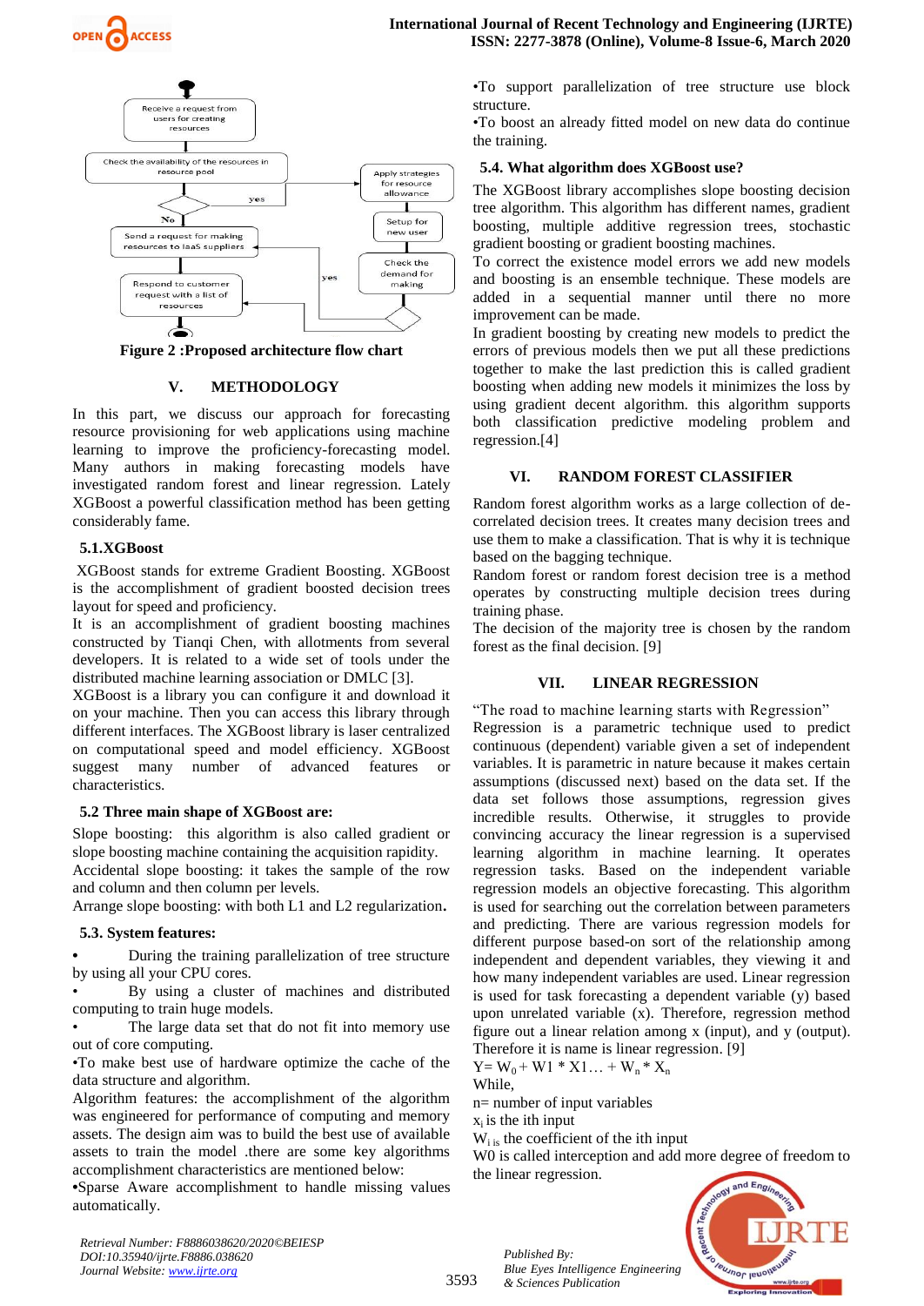Figure 2 :Proposed architecture flow chart

## V. METHODOLOGY

In this part, we discuss our approach for forecasting resource provisioning for web applications using machine learning to improve the proficiency-forecasting model. Many authors in making forecasting models have investigated random forest and linear regression. Lately XGBoost a powerful classification method has been getting considerably fame.

### 5.1.XGBoost

XGBoost stands for extreme Gradient Boosting. XGBoost is the accomplishment of gradient boosted decision trees layout for speed and proficiency.

It is an accomplishment of gradient boosting machines constructed by Tianqi Chen, with allotments from several developers. It is related to a wide set of tools under the distributed machine learning association or DMLC [3].

XGBoost is a library you can configure it and download it on your machine. Then you can access this library through different interfaces. The XGBoost library is laser centralized on computational speed and model efficiency. XGBoost suggest many number of advanced features or characteristics.

### 5.2 Three main shape of XGBoost are:

Slope boosting: this algorithm is also called gradient or slope boosting machine containing the acquisition rapidity.

Accidental slope boosting: it takes the sample of the row and column and then column per levels.

Arrange slope boosting: with both L1 and L2 regularization**.**

### 5.3. System features:

- During the training parallelization of tree structure by using all your CPU cores.
- By using a cluster of machines and distributed computing to train huge models.
- The large data set that do not fit into memory use out of core computing.
- To make best use of hardware optimize the cache of the data structure and algorithm.

Algorithm features: the accomplishment of the algorithm was engineered for performance of computing and memory assets. The design aim was to build the best use of available assets to train the model .there are some key algorithms accomplishment characteristics are mentioned below:

- Sparse Aware accomplishment to handle missing values automatically.
- To support parallelization of tree structure use block structure.
- To boost an already fitted model on new data do continue the training.

### 5.4. What algorithm does XGBoost use?

The XGBoost library accomplishes slope boosting decision tree algorithm. This algorithm has different names, gradient boosting, multiple additive regression trees, stochastic gradient boosting or gradient boosting machines.

To correct the existence model errors we add new models and boosting is an ensemble technique. These models are added in a sequential manner until there no more improvement can be made.

In gradient boosting by creating new models to predict the errors of previous models then we put all these predictions together to make the last prediction this is called gradient boosting when adding new models it minimizes the loss by using gradient decent algorithm. this algorithm supports both classification predictive modeling problem and regression.[4]

## VI. RANDOM FOREST CLASSIFIER

Random forest algorithm works as a large collection of de-correlated decision trees. It creates many decision trees and use them to make a classification. That is why it is technique based on the bagging technique.

Random forest or random forest decision tree is a method operates by constructing multiple decision trees during training phase.

The decision of the majority tree is chosen by the random forest as the final decision. [9]

## VII. LINEAR REGRESSION

"The road to machine learning starts with Regression"

Regression is a parametric technique used to predict continuous (dependent) variable given a set of independent variables. It is parametric in nature because it makes certain assumptions (discussed next) based on the data set. If the data set follows those assumptions, regression gives incredible results. Otherwise, it struggles to provide convincing accuracy the linear regression is a supervised learning algorithm in machine learning. It operates regression tasks. Based on the independent variable regression models an objective forecasting. This algorithm is used for searching out the correlation between parameters and predicting. There are various regression models for different purpose based-on sort of the relationship among independent and dependent variables, they viewing it and how many independent variables are used. Linear regression is used for task forecasting a dependent variable (y) based upon unrelated variable (x). Therefore, regression method figure out a linear relation among x (input), and y (output). Therefore it is name is linear regression. [9]

$Y= W_0 + W1 * X1\ldots + W_n * X_n$

While,

n= number of input variables

$x_i$ is the ith input

$W_i$ is the coefficient of the ith input

W0 is called interception and add more degree of freedom to the linear regression.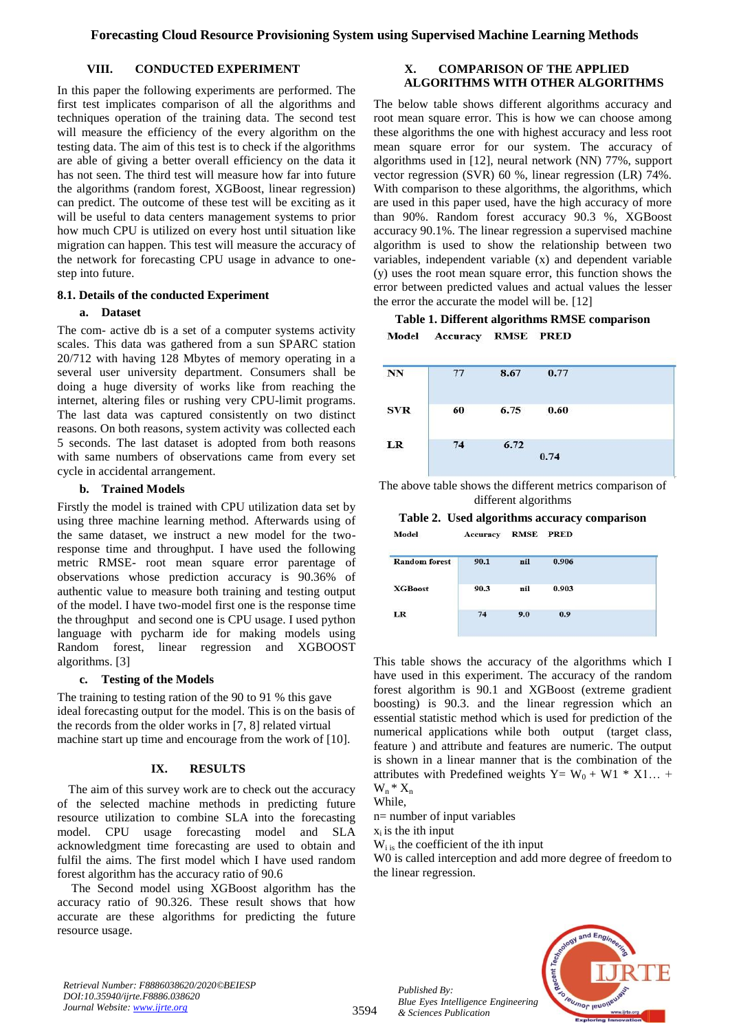## VIII. CONDUCTED EXPERIMENT

In this paper the following experiments are performed. The first test implicates comparison of all the algorithms and techniques operation of the training data. The second test will measure the efficiency of the every algorithm on the testing data. The aim of this test is to check if the algorithms are able of giving a better overall efficiency on the data it has not seen. The third test will measure how far into future the algorithms (random forest, XGBoost, linear regression) can predict. The outcome of these test will be exciting as it will be useful to data centers management systems to prior how much CPU is utilized on every host until situation like migration can happen. This test will measure the accuracy of the network for forecasting CPU usage in advance to one-step into future.

### 8.1. Details of the conducted Experiment

#### a. Dataset

The com- active db is a set of a computer systems activity scales. This data was gathered from a sun SPARC station 20/712 with having 128 Mbytes of memory operating in a several user university department. Consumers shall be doing a huge diversity of works like from reaching the internet, altering files or rushing very CPU-limit programs. The last data was captured consistently on two distinct reasons. On both reasons, system activity was collected each 5 seconds. The last dataset is adopted from both reasons with same numbers of observations came from every set cycle in accidental arrangement.

#### b. Trained Models

Firstly the model is trained with CPU utilization data set by using three machine learning method. Afterwards using of the same dataset, we instruct a new model for the two-response time and throughput. I have used the following metric RMSE- root mean square error parentage of observations whose prediction accuracy is 90.36% of authentic value to measure both training and testing output of the model. I have two-model first one is the response time the throughput and second one is CPU usage. I used python language with pycharm ide for making models using Random forest, linear regression and XGBOOST algorithms. [3]

#### c. Testing of the Models

The training to testing ration of the 90 to 91 % this gave ideal forecasting output for the model. This is on the basis of the records from the older works in [7, 8] related virtual machine start up time and encourage from the work of [10].

## IX. RESULTS

The aim of this survey work are to check out the accuracy of the selected machine methods in predicting future resource utilization to combine SLA into the forecasting model. CPU usage forecasting model and SLA acknowledgment time forecasting are used to obtain and fulfil the aims. The first model which I have used random forest algorithm has the accuracy ratio of 90.6

The Second model using XGBoost algorithm has the accuracy ratio of 90.326. These result shows that how accurate are these algorithms for predicting the future resource usage.

## X. COMPARISON OF THE APPLIED ALGORITHMS WITH OTHER ALGORITHMS

The below table shows different algorithms accuracy and root mean square error. This is how we can choose among these algorithms the one with highest accuracy and less root mean square error for our system. The accuracy of algorithms used in [12], neural network (NN) 77%, support vector regression (SVR) 60 %, linear regression (LR) 74%. With comparison to these algorithms, the algorithms, which are used in this paper used, have the high accuracy of more than 90%. Random forest accuracy 90.3 %, XGBoost accuracy 90.1%. The linear regression a supervised machine algorithm is used to show the relationship between two variables, independent variable (x) and dependent variable (y) uses the root mean square error, this function shows the error between predicted values and actual values the lesser the error the accurate the model will be. [12]

**Table 1. Different algorithms RMSE comparison**

| Model | Accuracy | RMSE | PRED |
|---|---|---|---|
| NN | 77 | 8.67 | 0.77 |
| SVR | 60 | 6.75 | 0.60 |
| LR | 74 | 6.72 | 0.74 |

The above table shows the different metrics comparison of different algorithms

**Table 2. Used algorithms accuracy comparison**

| Model | Accuracy | RMSE | PRED |
|---|---|---|---|
| Random forest | 90.1 | nil | 0.906 |
| XGBoost | 90.3 | nil | 0.903 |
| LR | 74 | 9.0 | 0.9 |

This table shows the accuracy of the algorithms which I have used in this experiment. The accuracy of the random forest algorithm is 90.1 and XGBoost (extreme gradient boosting) is 90.3. and the linear regression which an essential statistic method which is used for prediction of the numerical applications while both output (target class, feature ) and attribute and features are numeric. The output is shown in a linear manner that is the combination of the attributes with Predefined weights $Y= W_0 + W1 * X1\ldots + W_n * X_n$

While,

n= number of input variables

$x_i$ is the ith input

$W_{i}$ is the coefficient of the ith input

W0 is called interception and add more degree of freedom to the linear regression.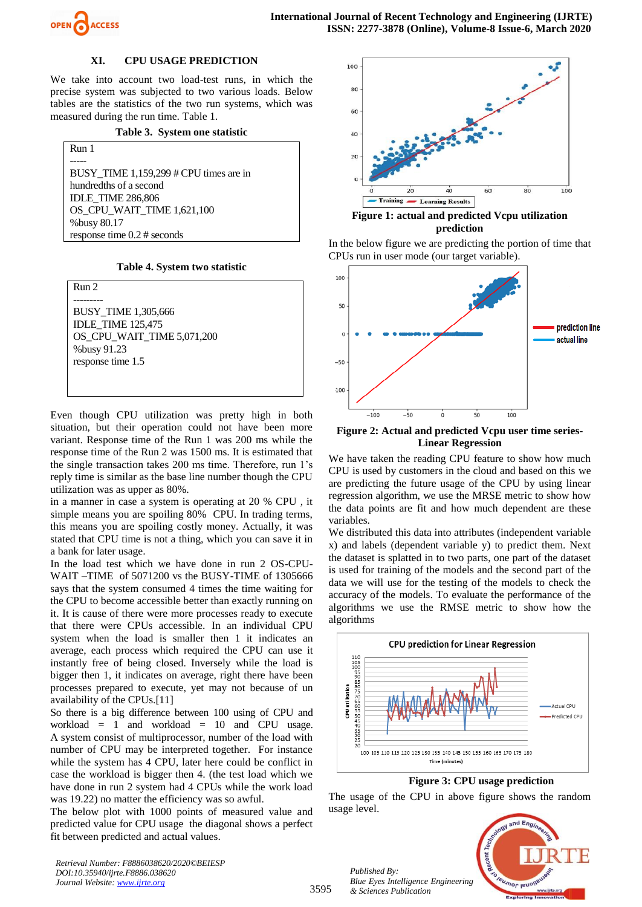## XI. CPU USAGE PREDICTION

We take into account two load-test runs, in which the precise system was subjected to two various loads. Below tables are the statistics of the two run systems, which was measured during the run time. Table 1.

**Table 3. System one statistic**

```
Run 1
-----
BUSY_TIME 1,159,299 # CPU times are in hundredths of a second
IDLE_TIME 286,806
OS_CPU_WAIT_TIME 1,621,100
%busy 80.17
response time 0.2 # seconds
```

**Table 4. System two statistic**

```
Run 2
---------
BUSY_TIME 1,305,666
IDLE_TIME 125,475
OS_CPU_WAIT_TIME 5,071,200
%busy 91.23
response time 1.5
```

Even though CPU utilization was pretty high in both situation, but their operation could not have been more variant. Response time of the Run 1 was 200 ms while the response time of the Run 2 was 1500 ms. It is estimated that the single transaction takes 200 ms time. Therefore, run 1's reply time is similar as the base line number though the CPU utilization was as upper as 80%.

in a manner in case a system is operating at 20 % CPU , it simple means you are spoiling 80% CPU. In trading terms, this means you are spoiling costly money. Actually, it was stated that CPU time is not a thing, which you can save it in a bank for later usage.

In the load test which we have done in run 2 OS-CPU-WAIT –TIME of 5071200 vs the BUSY-TIME of 1305666 says that the system consumed 4 times the time waiting for the CPU to become accessible better than exactly running on it. It is cause of there were more processes ready to execute that there were CPUs accessible. In an individual CPU system when the load is smaller then 1 it indicates an average, each process which required the CPU can use it instantly free of being closed. Inversely while the load is bigger then 1, it indicates on average, right there have been processes prepared to execute, yet may not because of un availability of the CPUs.[11]

So there is a big difference between 100 using of CPU and workload = 1 and workload = 10 and CPU usage. A system consist of multiprocessor, number of the load with number of CPU may be interpreted together. For instance while the system has 4 CPU, later here could be conflict in case the workload is bigger then 4. (the test load which we have done in run 2 system had 4 CPUs while the work load was 19.22) no matter the efficiency was so awful.

The below plot with 1000 points of measured value and predicted value for CPU usage the diagonal shows a perfect fit between predicted and actual values.

**Figure 1: actual and predicted Vcpu utilization prediction**

In the below figure we are predicting the portion of time that CPUs run in user mode (our target variable).

**Figure 2: Actual and predicted Vcpu user time series- Linear Regression**

We have taken the reading CPU feature to show how much CPU is used by customers in the cloud and based on this we are predicting the future usage of the CPU by using linear regression algorithm, we use the MRSE metric to show how the data points are fit and how much dependent are these variables.

We distributed this data into attributes (independent variable x) and labels (dependent variable y) to predict them. Next the dataset is splatted in to two parts, one part of the dataset is used for training of the models and the second part of the data we will use for the testing of the models to check the accuracy of the models. To evaluate the performance of the algorithms we use the RMSE metric to show how the algorithms

**Figure 3: CPU usage prediction**

The usage of the CPU in above figure shows the random usage level.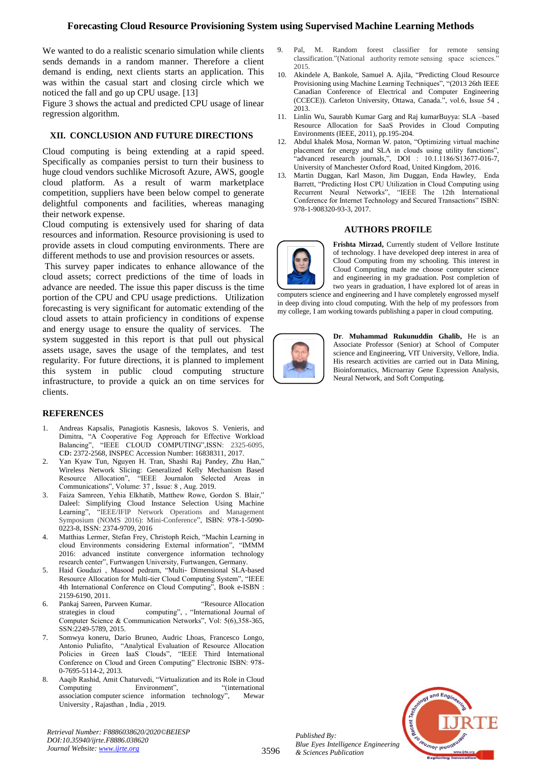We wanted to do a realistic scenario simulation while clients sends demands in a random manner. Therefore a client demand is ending, next clients starts an application. This was within the casual start and closing circle which we noticed the fall and go up CPU usage. [13]

Figure 3 shows the actual and predicted CPU usage of linear regression algorithm.

## XII. CONCLUSION AND FUTURE DIRECTIONS

Cloud computing is being extending at a rapid speed. Specifically as companies persist to turn their business to huge cloud vendors suchlike Microsoft Azure, AWS, google cloud platform. As a result of warm marketplace competition, suppliers have been below compel to generate delightful components and facilities, whereas managing their network expense.

Cloud computing is extensively used for sharing of data resources and information. Resource provisioning is used to provide assets in cloud computing environments. There are different methods to use and provision resources or assets.

This survey paper indicates to enhance allowance of the cloud assets; correct predictions of the time of loads in advance are needed. The issue this paper discuss is the time portion of the CPU and CPU usage predictions. Utilization forecasting is very significant for automatic extending of the cloud assets to attain proficiency in conditions of expense and energy usage to ensure the quality of services. The system suggested in this report is that pull out physical assets usage, saves the usage of the templates, and test regularity. For future directions, it is planned to implement this system in public cloud computing structure infrastructure, to provide a quick an on time services for clients.

## REFERENCES

1. Andreas Kapsalis, Panagiotis Kasnesis, Iakovos S. Venieris, and Dimitra, "A Cooperative Fog Approach for Effective Workload Balancing", "IEEE CLOUD COMPUTING",ISSN: 2325-6095, **CD:** 2372-2568, INSPEC Accession Number: 16838311, 2017.
2. Yan Kyaw Tun, Nguyen H. Tran, Shashi Raj Pandey, Zhu Han," Wireless Network Slicing: Generalized Kelly Mechanism Based Resource Allocation", "IEEE Journalon Selected Areas in Communications", Volume: 37 , Issue: 8 , Aug. 2019.
3. Faiza Samreen, Yehia Elkhatib, Matthew Rowe, Gordon S. Blair," Daleel: Simplifying Cloud Instance Selection Using Machine Learning", "IEEE/IFIP Network Operations and Management Symposium (NOMS 2016): Mini-Conference", ISBN: 978-1-5090-0223-8, ISSN: 2374-9709, 2016
4. Matthias Lermer, Stefan Frey, Christoph Reich, "Machin Learning in cloud Environments considering External information", "IMMM 2016: advanced institute convergence information technology research center", Furtwangen University, Furtwangen, Germany.
5. Haid Goudazi , Masood pedram, "Multi- Dimensional SLA-based Resource Allocation for Multi-tier Cloud Computing System", "IEEE 4th International Conference on Cloud Computing", Book e-ISBN : 2159-6190, 2011.
6. Pankaj Sareen, Parveen Kumar. "Resource Allocation strategies in cloud computing", , "International Journal of Computer Science & Communication Networks", Vol: 5(6),358-365, SSN:2249-5789, 2015.
7. Somwya koneru, Dario Bruneo, Audric Lhoas, Francesco Longo, Antonio Puliafito, "Analytical Evaluation of Resource Allocation Policies in Green IaaS Clouds", "IEEE Third International Conference on Cloud and Green Computing" Electronic ISBN: 978-0-7695-5114-2, 2013.
8. Aaqib Rashid, Amit Chaturvedi, "Virtualization and its Role in Cloud Computing Environment", "(international association computer science information technology", Mewar University , Rajasthan , India , 2019.
9. Pal, M. Random forest classifier for remote sensing classification."(National authority remote sensing space sciences." 2015.
10. Akindele A, Bankole, Samuel A. Ajila, "Predicting Cloud Resource Provisioning using Machine Learning Techniques", "(2013 26th IEEE Canadian Conference of Electrical and Computer Engineering (CCECE)). Carleton University, Ottawa, Canada.", vol.6, Issue 54 , 2013.
11. Linlin Wu, Saurabh Kumar Garg and Raj kumarBuyya: SLA –based Resource Allocation for SaaS Provides in Cloud Computing Environments (IEEE, 2011), pp.195-204.
12. Abdul khalek Mosa, Norman W. paton, "Optimizing virtual machine placement for energy and SLA in clouds using utility functions", "advanced research journals,", DOI : 10.1.1186/S13677-016-7, University of Manchester Oxford Road, United Kingdom, 2016.
13. Martin Duggan, Karl Mason, Jim Duggan, Enda Howley, Enda Barrett, "Predicting Host CPU Utilization in Cloud Computing using Recurrent Neural Networks", "IEEE The 12th International Conference for Internet Technology and Secured Transactions" ISBN: 978-1-908320-93-3, 2017.

## AUTHORS PROFILE

**Frishta Mirzad,** Currently student of Vellore Institute of technology. I have developed deep interest in area of Cloud Computing from my schooling. This interest in Cloud Computing made me choose computer science and engineering in my graduation. Post completion of two years in graduation, I have explored lot of areas in computers science and engineering and I have completely engrossed myself in deep diving into cloud computing. With the help of my professors from my college, I am working towards publishing a paper in cloud computing.

**Dr. Muhammad Rukunuddin Ghalib,** He is an Associate Professor (Senior) at School of Computer science and Engineering, VIT University, Vellore, India. His research activities are carried out in Data Mining, Bioinformatics, Microarray Gene Expression Analysis, Neural Network, and Soft Computing.